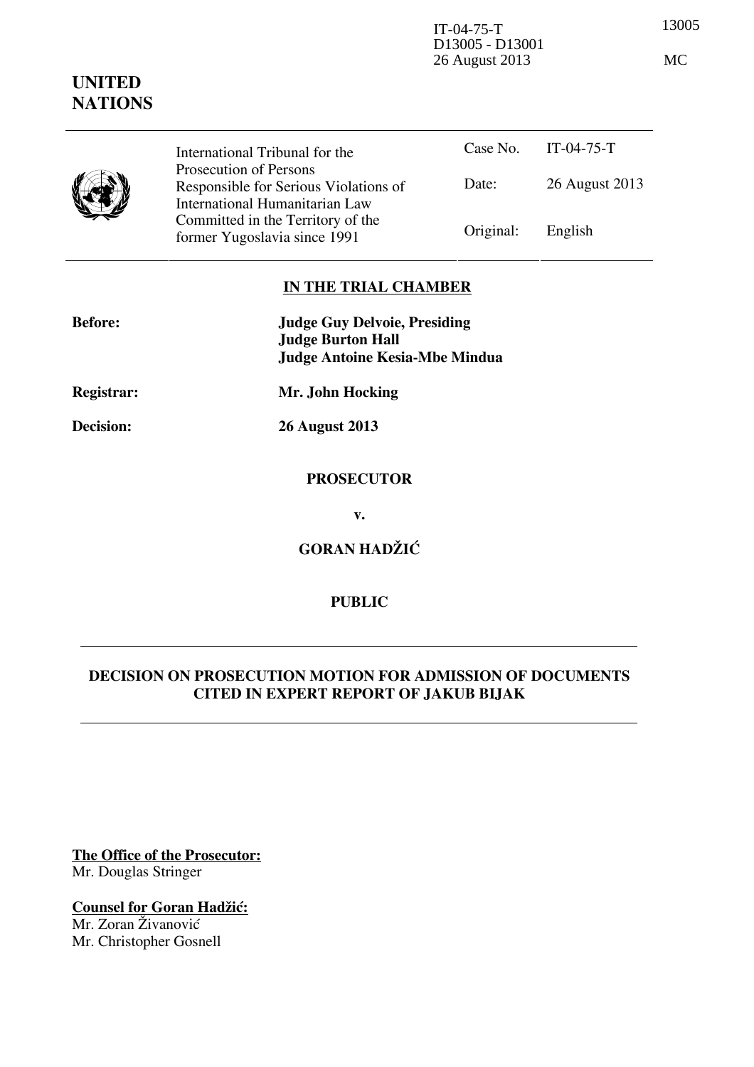IT-04-75-T
D13005 - D13001
26 August 2013

13005

MC

**UNITED NATIONS**

| | International Tribunal for the Prosecution of Persons Responsible for Serious Violations of International Humanitarian Law Committed in the Territory of the former Yugoslavia since 1991 | Case No. | IT-04-75-T |
|---|---|---|---|
| | | Date: | 26 August 2013 |
| | | Original: | English |

**IN THE TRIAL CHAMBER**

| | |
|---|---|
| **Before:** | **Judge Guy Delvoie, Presiding** |
| | **Judge Burton Hall** |
| | **Judge Antoine Kesia-Mbe Mindua** |
| **Registrar:** | **Mr. John Hocking** |
| **Decision:** | **26 August 2013** |

**PROSECUTOR**

**v.**

**GORAN HADŽIĆ**

**PUBLIC**

**DECISION ON PROSECUTION MOTION FOR ADMISSION OF DOCUMENTS CITED IN EXPERT REPORT OF JAKUB BIJAK**

**The Office of the Prosecutor:**
Mr. Douglas Stringer

**Counsel for Goran Hadžić:**
Mr. Zoran Živanović
Mr. Christopher Gosnell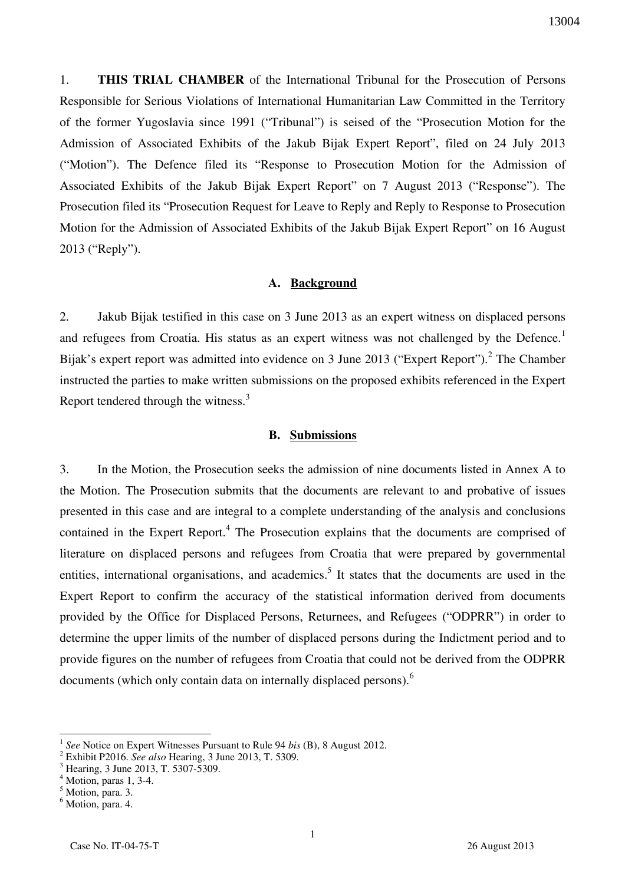1. **THIS TRIAL CHAMBER** of the International Tribunal for the Prosecution of Persons Responsible for Serious Violations of International Humanitarian Law Committed in the Territory of the former Yugoslavia since 1991 ("Tribunal") is seised of the "Prosecution Motion for the Admission of Associated Exhibits of the Jakub Bijak Expert Report", filed on 24 July 2013 ("Motion"). The Defence filed its "Response to Prosecution Motion for the Admission of Associated Exhibits of the Jakub Bijak Expert Report" on 7 August 2013 ("Response"). The Prosecution filed its "Prosecution Request for Leave to Reply and Reply to Response to Prosecution Motion for the Admission of Associated Exhibits of the Jakub Bijak Expert Report" on 16 August 2013 ("Reply").

### A. Background

2. Jakub Bijak testified in this case on 3 June 2013 as an expert witness on displaced persons and refugees from Croatia. His status as an expert witness was not challenged by the Defence.[1] Bijak's expert report was admitted into evidence on 3 June 2013 ("Expert Report").[2] The Chamber instructed the parties to make written submissions on the proposed exhibits referenced in the Expert Report tendered through the witness.[3]

### B. Submissions

3. In the Motion, the Prosecution seeks the admission of nine documents listed in Annex A to the Motion. The Prosecution submits that the documents are relevant to and probative of issues presented in this case and are integral to a complete understanding of the analysis and conclusions contained in the Expert Report.[4] The Prosecution explains that the documents are comprised of literature on displaced persons and refugees from Croatia that were prepared by governmental entities, international organisations, and academics.[5] It states that the documents are used in the Expert Report to confirm the accuracy of the statistical information derived from documents provided by the Office for Displaced Persons, Returnees, and Refugees ("ODPRR") in order to determine the upper limits of the number of displaced persons during the Indictment period and to provide figures on the number of refugees from Croatia that could not be derived from the ODPRR documents (which only contain data on internally displaced persons).[6]

---

[1] *See* Notice on Expert Witnesses Pursuant to Rule 94 *bis* (B), 8 August 2012.

[2] Exhibit P2016. *See also* Hearing, 3 June 2013, T. 5309.

[3] Hearing, 3 June 2013, T. 5307-5309.

[4] Motion, paras 1, 3-4.

[5] Motion, para. 3.

[6] Motion, para. 4.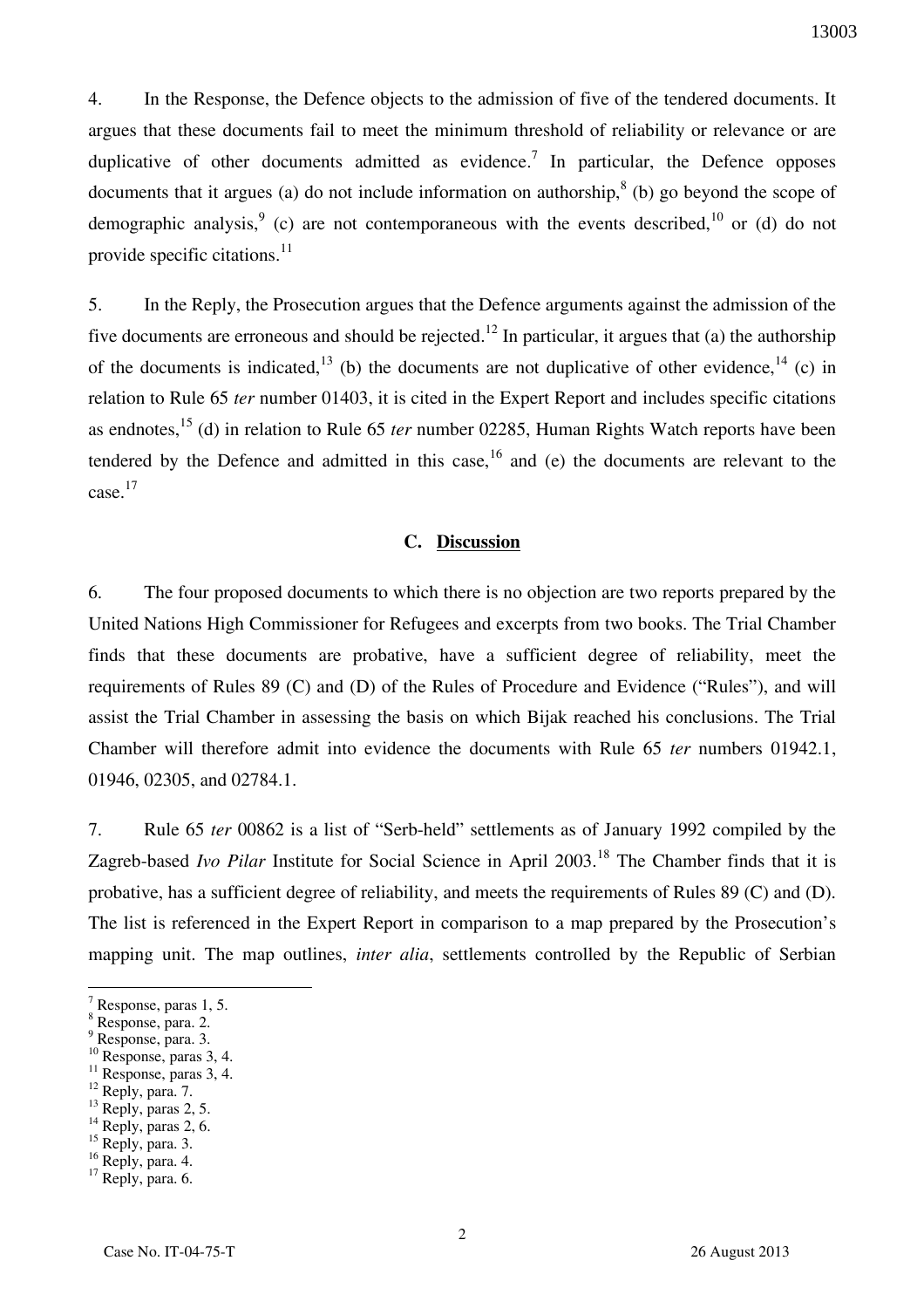4. In the Response, the Defence objects to the admission of five of the tendered documents. It argues that these documents fail to meet the minimum threshold of reliability or relevance or are duplicative of other documents admitted as evidence.[7] In particular, the Defence opposes documents that it argues (a) do not include information on authorship,[8] (b) go beyond the scope of demographic analysis,[9] (c) are not contemporaneous with the events described,[10] or (d) do not provide specific citations.[11]

5. In the Reply, the Prosecution argues that the Defence arguments against the admission of the five documents are erroneous and should be rejected.[12] In particular, it argues that (a) the authorship of the documents is indicated,[13] (b) the documents are not duplicative of other evidence,[14] (c) in relation to Rule 65 *ter* number 01403, it is cited in the Expert Report and includes specific citations as endnotes,[15] (d) in relation to Rule 65 *ter* number 02285, Human Rights Watch reports have been tendered by the Defence and admitted in this case,[16] and (e) the documents are relevant to the case.[17]

### C. Discussion

6. The four proposed documents to which there is no objection are two reports prepared by the United Nations High Commissioner for Refugees and excerpts from two books. The Trial Chamber finds that these documents are probative, have a sufficient degree of reliability, meet the requirements of Rules 89 (C) and (D) of the Rules of Procedure and Evidence ("Rules"), and will assist the Trial Chamber in assessing the basis on which Bijak reached his conclusions. The Trial Chamber will therefore admit into evidence the documents with Rule 65 *ter* numbers 01942.1, 01946, 02305, and 02784.1.

7. Rule 65 *ter* 00862 is a list of "Serb-held" settlements as of January 1992 compiled by the Zagreb-based *Ivo Pilar* Institute for Social Science in April 2003.[18] The Chamber finds that it is probative, has a sufficient degree of reliability, and meets the requirements of Rules 89 (C) and (D). The list is referenced in the Expert Report in comparison to a map prepared by the Prosecution's mapping unit. The map outlines, *inter alia*, settlements controlled by the Republic of Serbian

---

[7] Response, paras 1, 5.
[8] Response, para. 2.
[9] Response, para. 3.
[10] Response, paras 3, 4.
[11] Response, paras 3, 4.
[12] Reply, para. 7.
[13] Reply, paras 2, 5.
[14] Reply, paras 2, 6.
[15] Reply, para. 3.
[16] Reply, para. 4.
[17] Reply, para. 6.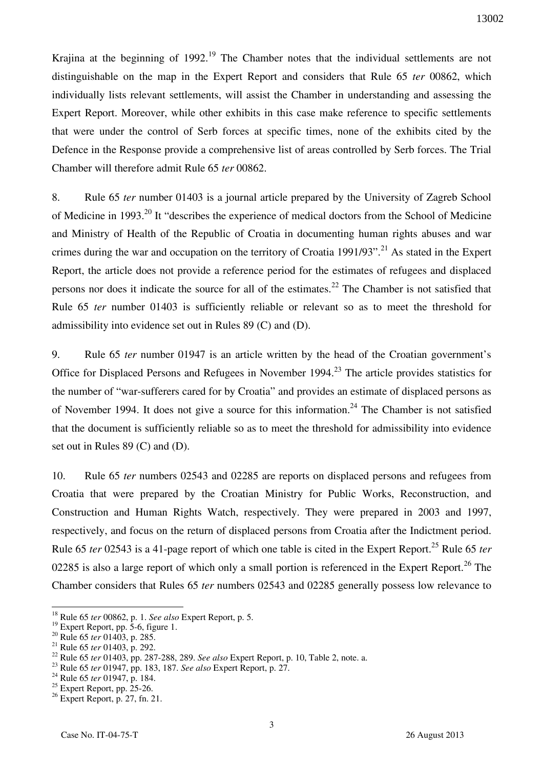Krajina at the beginning of 1992.[19] The Chamber notes that the individual settlements are not distinguishable on the map in the Expert Report and considers that Rule 65 *ter* 00862, which individually lists relevant settlements, will assist the Chamber in understanding and assessing the Expert Report. Moreover, while other exhibits in this case make reference to specific settlements that were under the control of Serb forces at specific times, none of the exhibits cited by the Defence in the Response provide a comprehensive list of areas controlled by Serb forces. The Trial Chamber will therefore admit Rule 65 *ter* 00862.

8. Rule 65 *ter* number 01403 is a journal article prepared by the University of Zagreb School of Medicine in 1993.[20] It "describes the experience of medical doctors from the School of Medicine and Ministry of Health of the Republic of Croatia in documenting human rights abuses and war crimes during the war and occupation on the territory of Croatia 1991/93".[21] As stated in the Expert Report, the article does not provide a reference period for the estimates of refugees and displaced persons nor does it indicate the source for all of the estimates.[22] The Chamber is not satisfied that Rule 65 *ter* number 01403 is sufficiently reliable or relevant so as to meet the threshold for admissibility into evidence set out in Rules 89 (C) and (D).

9. Rule 65 *ter* number 01947 is an article written by the head of the Croatian government's Office for Displaced Persons and Refugees in November 1994.[23] The article provides statistics for the number of "war-sufferers cared for by Croatia" and provides an estimate of displaced persons as of November 1994. It does not give a source for this information.[24] The Chamber is not satisfied that the document is sufficiently reliable so as to meet the threshold for admissibility into evidence set out in Rules 89 (C) and (D).

10. Rule 65 *ter* numbers 02543 and 02285 are reports on displaced persons and refugees from Croatia that were prepared by the Croatian Ministry for Public Works, Reconstruction, and Construction and Human Rights Watch, respectively. They were prepared in 2003 and 1997, respectively, and focus on the return of displaced persons from Croatia after the Indictment period. Rule 65 *ter* 02543 is a 41-page report of which one table is cited in the Expert Report.[25] Rule 65 *ter* 02285 is also a large report of which only a small portion is referenced in the Expert Report.[26] The Chamber considers that Rules 65 *ter* numbers 02543 and 02285 generally possess low relevance to

---

[18] Rule 65 *ter* 00862, p. 1. *See also* Expert Report, p. 5.

[19] Expert Report, pp. 5-6, figure 1.

[20] Rule 65 *ter* 01403, p. 285.

[21] Rule 65 *ter* 01403, p. 292.

[22] Rule 65 *ter* 01403, pp. 287-288, 289. *See also* Expert Report, p. 10, Table 2, note. a.

[23] Rule 65 *ter* 01947, pp. 183, 187. *See also* Expert Report, p. 27.

[24] Rule 65 *ter* 01947, p. 184.

[25] Expert Report, pp. 25-26.

[26] Expert Report, p. 27, fn. 21.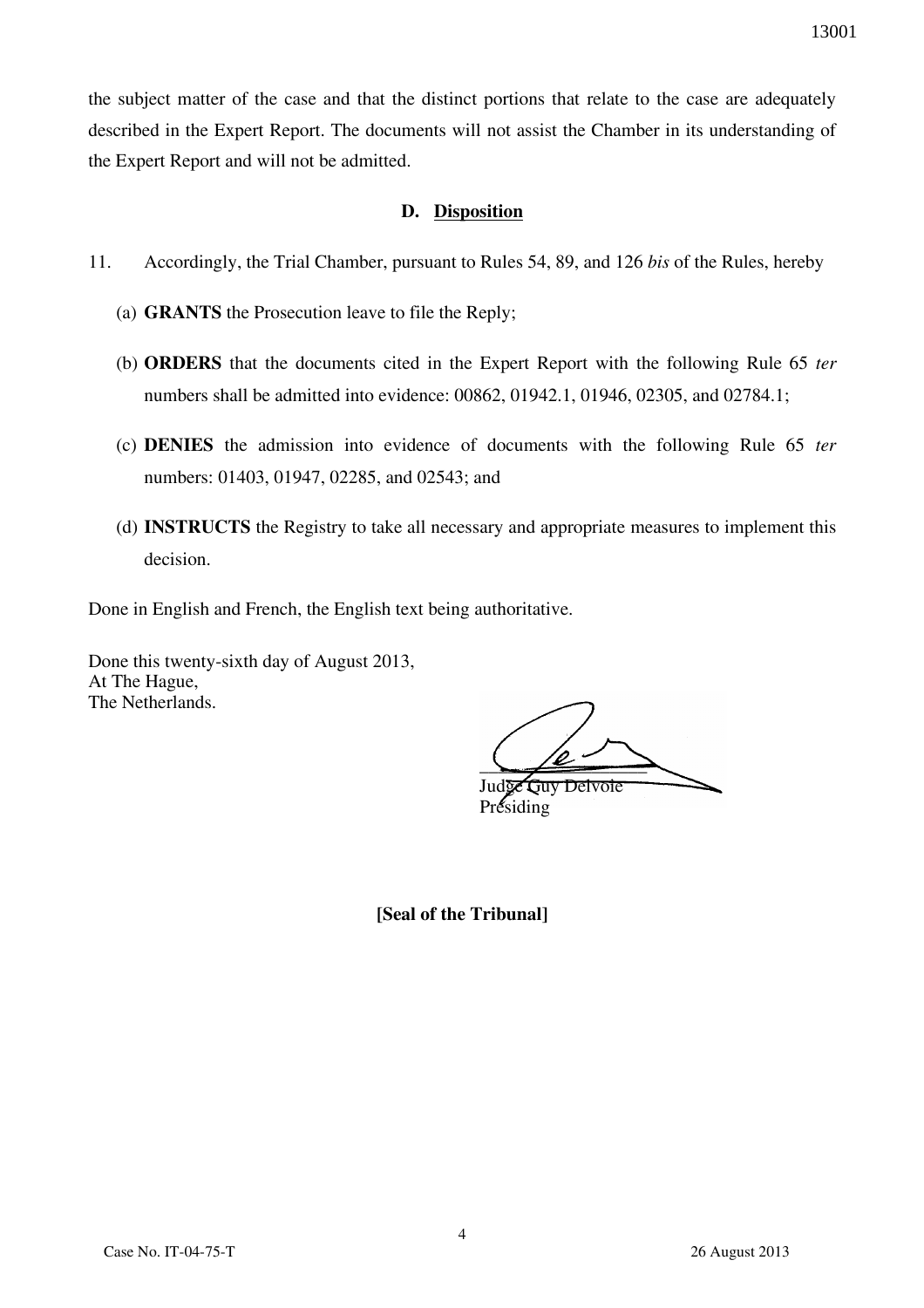the subject matter of the case and that the distinct portions that relate to the case are adequately described in the Expert Report. The documents will not assist the Chamber in its understanding of the Expert Report and will not be admitted.

### D. Disposition

11. Accordingly, the Trial Chamber, pursuant to Rules 54, 89, and 126 *bis* of the Rules, hereby

(a) **GRANTS** the Prosecution leave to file the Reply;

(b) **ORDERS** that the documents cited in the Expert Report with the following Rule 65 *ter* numbers shall be admitted into evidence: 00862, 01942.1, 01946, 02305, and 02784.1;

(c) **DENIES** the admission into evidence of documents with the following Rule 65 *ter* numbers: 01403, 01947, 02285, and 02543; and

(d) **INSTRUCTS** the Registry to take all necessary and appropriate measures to implement this decision.

Done in English and French, the English text being authoritative.

Done this twenty-sixth day of August 2013,
At The Hague,
The Netherlands.

Judge Guy Delvoie
Presiding

**[Seal of the Tribunal]**